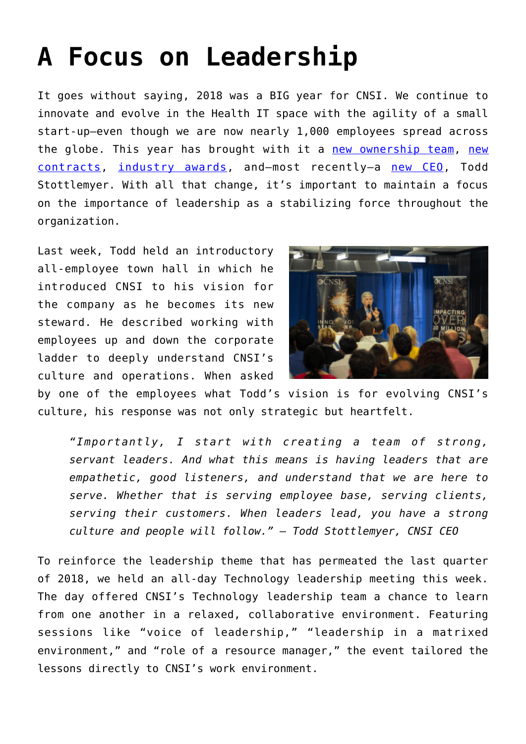# A Focus on Leadership

It goes without saying, 2018 was a BIG year for CNSI. We continue to innovate and evolve in the Health IT space with the agility of a small start-up—even though we are now nearly 1,000 employees spread across the globe. This year has brought with it a new ownership team, new contracts, industry awards, and—most recently—a new CEO, Todd Stottlemyer. With all that change, it's important to maintain a focus on the importance of leadership as a stabilizing force throughout the organization.

Last week, Todd held an introductory all-employee town hall in which he introduced CNSI to his vision for the company as he becomes its new steward. He described working with employees up and down the corporate ladder to deeply understand CNSI's culture and operations. When asked by one of the employees what Todd's vision is for evolving CNSI's culture, his response was not only strategic but heartfelt.

> *"Importantly, I start with creating a team of strong, servant leaders. And what this means is having leaders that are empathetic, good listeners, and understand that we are here to serve. Whether that is serving employee base, serving clients, serving their customers. When leaders lead, you have a strong culture and people will follow." – Todd Stottlemyer, CNSI CEO*

To reinforce the leadership theme that has permeated the last quarter of 2018, we held an all-day Technology leadership meeting this week. The day offered CNSI's Technology leadership team a chance to learn from one another in a relaxed, collaborative environment. Featuring sessions like "voice of leadership," "leadership in a matrixed environment," and "role of a resource manager," the event tailored the lessons directly to CNSI's work environment.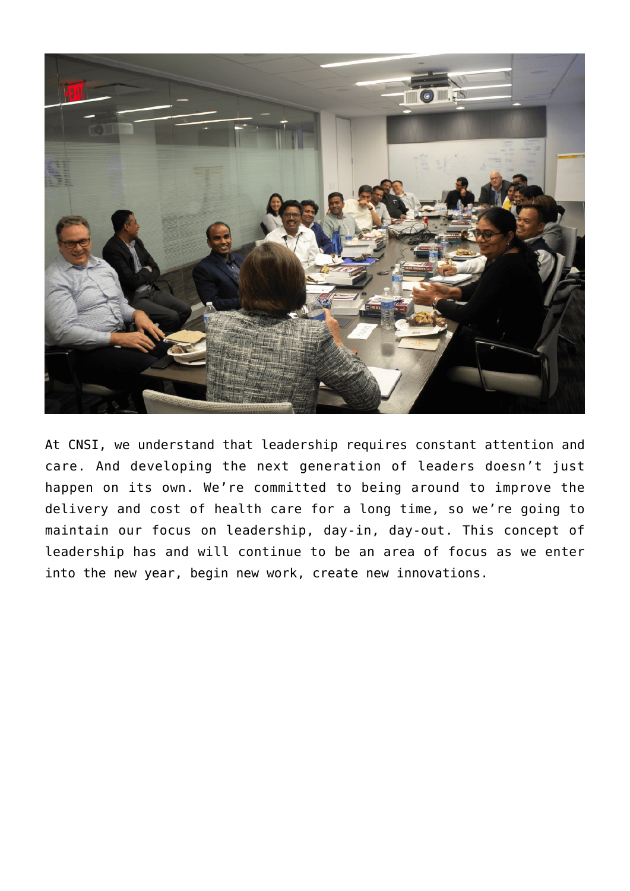At CNSI, we understand that leadership requires constant attention and care. And developing the next generation of leaders doesn't just happen on its own. We're committed to being around to improve the delivery and cost of health care for a long time, so we're going to maintain our focus on leadership, day-in, day-out. This concept of leadership has and will continue to be an area of focus as we enter into the new year, begin new work, create new innovations.